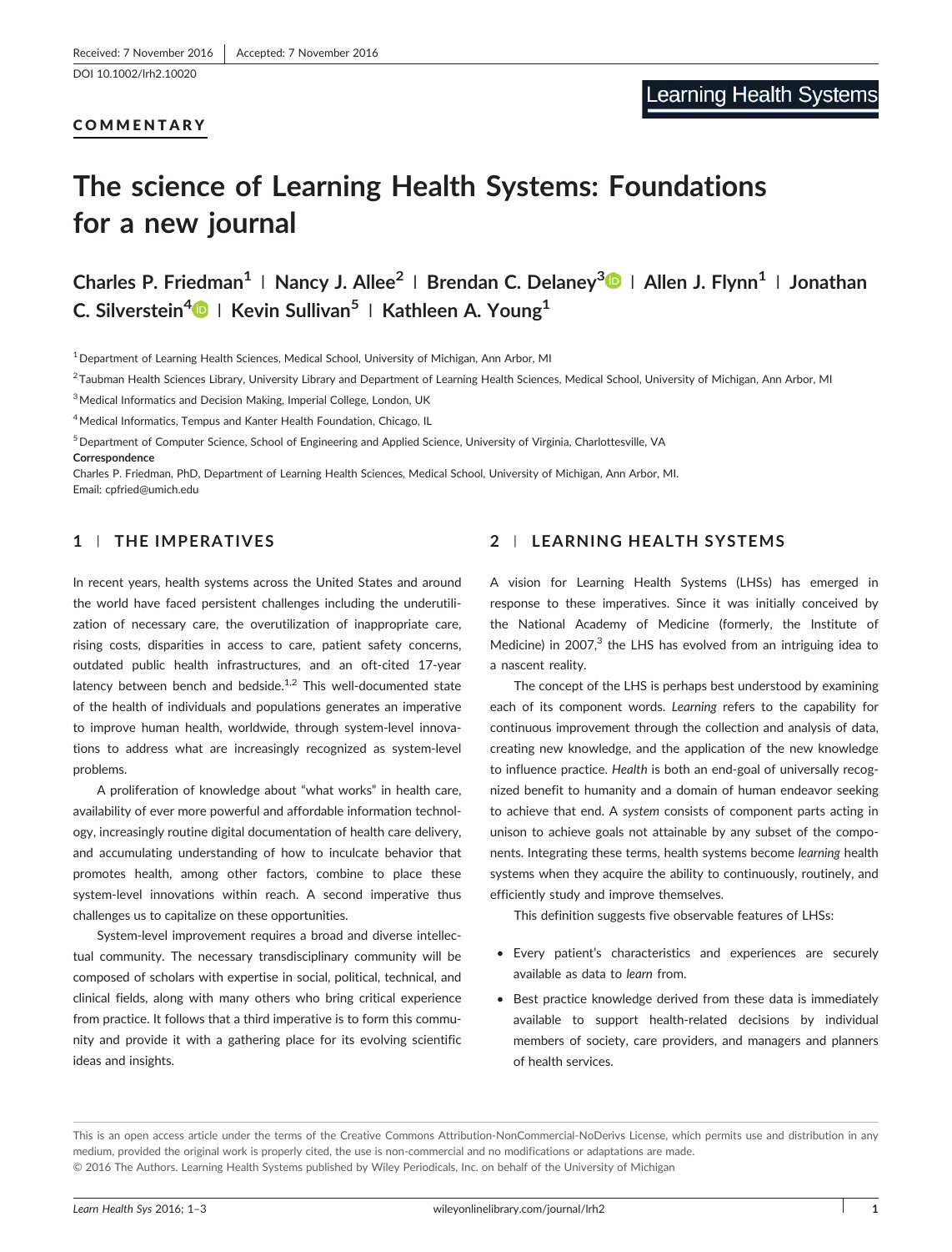Received: 7 November 2016 | Accepted: 7 November 2016

DOI 10.1002/lrh2.10020

**COMMENTARY**

# The science of Learning Health Systems: Foundations for a new journal

**Charles P. Friedman[1] | Nancy J. Allee[2] | Brendan C. Delaney[3] | Allen J. Flynn[1] | Jonathan C. Silverstein[4] | Kevin Sullivan[5] | Kathleen A. Young[1]**

[1] Department of Learning Health Sciences, Medical School, University of Michigan, Ann Arbor, MI

[2] Taubman Health Sciences Library, University Library and Department of Learning Health Sciences, Medical School, University of Michigan, Ann Arbor, MI

[3] Medical Informatics and Decision Making, Imperial College, London, UK

[4] Medical Informatics, Tempus and Kanter Health Foundation, Chicago, IL

[5] Department of Computer Science, School of Engineering and Applied Science, University of Virginia, Charlottesville, VA

**Correspondence**

Charles P. Friedman, PhD, Department of Learning Health Sciences, Medical School, University of Michigan, Ann Arbor, MI.
Email: cpfried@umich.edu

## 1 | THE IMPERATIVES

In recent years, health systems across the United States and around the world have faced persistent challenges including the underutilization of necessary care, the overutilization of inappropriate care, rising costs, disparities in access to care, patient safety concerns, outdated public health infrastructures, and an oft-cited 17-year latency between bench and bedside.[1,2] This well-documented state of the health of individuals and populations generates an imperative to improve human health, worldwide, through system-level innovations to address what are increasingly recognized as system-level problems.

A proliferation of knowledge about "what works" in health care, availability of ever more powerful and affordable information technology, increasingly routine digital documentation of health care delivery, and accumulating understanding of how to inculcate behavior that promotes health, among other factors, combine to place these system-level innovations within reach. A second imperative thus challenges us to capitalize on these opportunities.

System-level improvement requires a broad and diverse intellectual community. The necessary transdisciplinary community will be composed of scholars with expertise in social, political, technical, and clinical fields, along with many others who bring critical experience from practice. It follows that a third imperative is to form this community and provide it with a gathering place for its evolving scientific ideas and insights.

## 2 | LEARNING HEALTH SYSTEMS

A vision for Learning Health Systems (LHSs) has emerged in response to these imperatives. Since it was initially conceived by the National Academy of Medicine (formerly, the Institute of Medicine) in 2007,[3] the LHS has evolved from an intriguing idea to a nascent reality.

The concept of the LHS is perhaps best understood by examining each of its component words. *Learning* refers to the capability for continuous improvement through the collection and analysis of data, creating new knowledge, and the application of the new knowledge to influence practice. *Health* is both an end-goal of universally recognized benefit to humanity and a domain of human endeavor seeking to achieve that end. A *system* consists of component parts acting in unison to achieve goals not attainable by any subset of the components. Integrating these terms, health systems become *learning* health systems when they acquire the ability to continuously, routinely, and efficiently study and improve themselves.

This definition suggests five observable features of LHSs:

- Every patient's characteristics and experiences are securely available as data to *learn* from.
- Best practice knowledge derived from these data is immediately available to support health-related decisions by individual members of society, care providers, and managers and planners of health services.

This is an open access article under the terms of the Creative Commons Attribution-NonCommercial-NoDerivs License, which permits use and distribution in any medium, provided the original work is properly cited, the use is non-commercial and no modifications or adaptations are made.
© 2016 The Authors. Learning Health Systems published by Wiley Periodicals, Inc. on behalf of the University of Michigan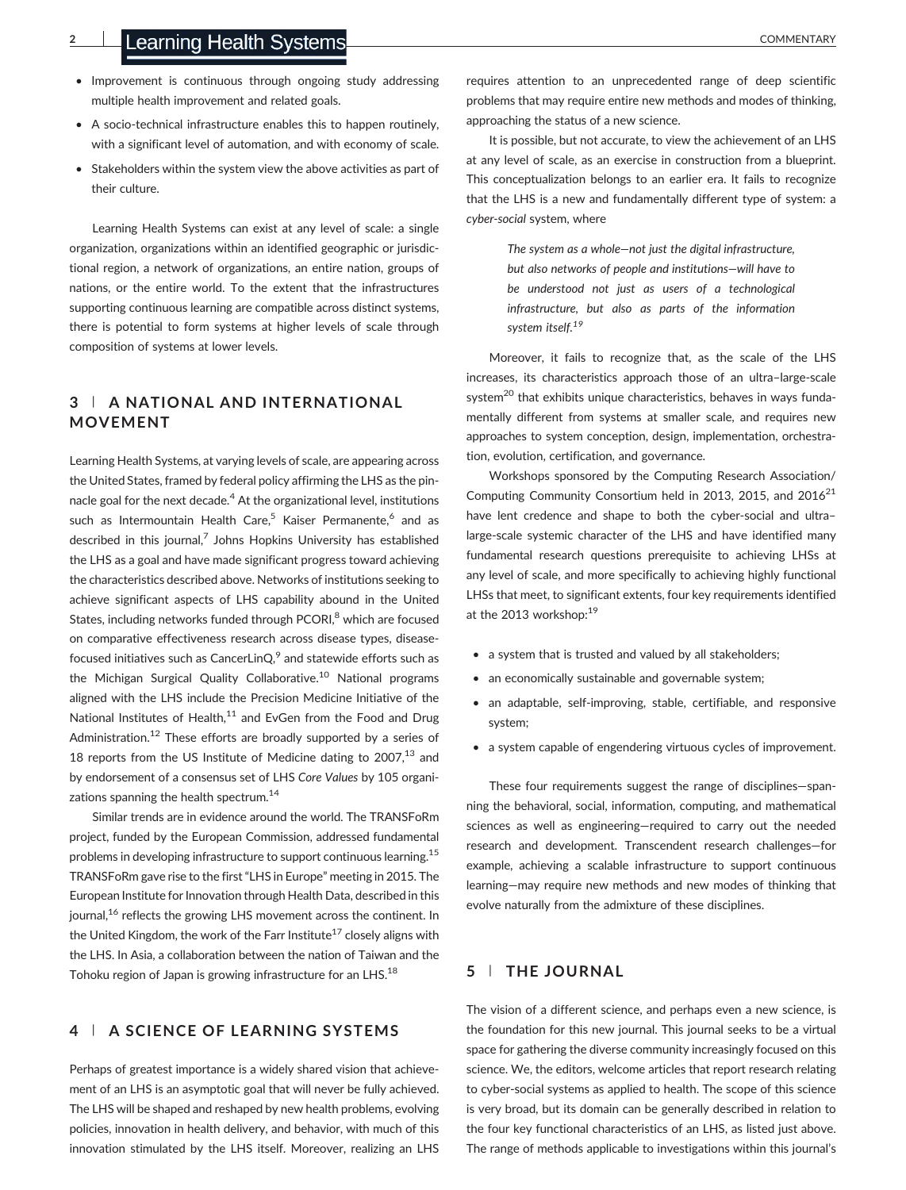- Improvement is continuous through ongoing study addressing multiple health improvement and related goals.
- A socio-technical infrastructure enables this to happen routinely, with a significant level of automation, and with economy of scale.
- Stakeholders within the system view the above activities as part of their culture.

Learning Health Systems can exist at any level of scale: a single organization, organizations within an identified geographic or jurisdictional region, a network of organizations, an entire nation, groups of nations, or the entire world. To the extent that the infrastructures supporting continuous learning are compatible across distinct systems, there is potential to form systems at higher levels of scale through composition of systems at lower levels.

## 3 | A NATIONAL AND INTERNATIONAL MOVEMENT

Learning Health Systems, at varying levels of scale, are appearing across the United States, framed by federal policy affirming the LHS as the pinnacle goal for the next decade.[4] At the organizational level, institutions such as Intermountain Health Care,[5] Kaiser Permanente,[6] and as described in this journal,[7] Johns Hopkins University has established the LHS as a goal and have made significant progress toward achieving the characteristics described above. Networks of institutions seeking to achieve significant aspects of LHS capability abound in the United States, including networks funded through PCORI,[8] which are focused on comparative effectiveness research across disease types, disease-focused initiatives such as CancerLinQ,[9] and statewide efforts such as the Michigan Surgical Quality Collaborative.[10] National programs aligned with the LHS include the Precision Medicine Initiative of the National Institutes of Health,[11] and EvGen from the Food and Drug Administration.[12] These efforts are broadly supported by a series of 18 reports from the US Institute of Medicine dating to 2007,[13] and by endorsement of a consensus set of LHS *Core Values* by 105 organizations spanning the health spectrum.[14]

Similar trends are in evidence around the world. The TRANSFoRm project, funded by the European Commission, addressed fundamental problems in developing infrastructure to support continuous learning.[15] TRANSFoRm gave rise to the first "LHS in Europe" meeting in 2015. The European Institute for Innovation through Health Data, described in this journal,[16] reflects the growing LHS movement across the continent. In the United Kingdom, the work of the Farr Institute[17] closely aligns with the LHS. In Asia, a collaboration between the nation of Taiwan and the Tohoku region of Japan is growing infrastructure for an LHS.[18]

## 4 | A SCIENCE OF LEARNING SYSTEMS

Perhaps of greatest importance is a widely shared vision that achievement of an LHS is an asymptotic goal that will never be fully achieved. The LHS will be shaped and reshaped by new health problems, evolving policies, innovation in health delivery, and behavior, with much of this innovation stimulated by the LHS itself. Moreover, realizing an LHS requires attention to an unprecedented range of deep scientific problems that may require entire new methods and modes of thinking, approaching the status of a new science.

It is possible, but not accurate, to view the achievement of an LHS at any level of scale, as an exercise in construction from a blueprint. This conceptualization belongs to an earlier era. It fails to recognize that the LHS is a new and fundamentally different type of system: a *cyber-social* system, where

> *The system as a whole—not just the digital infrastructure, but also networks of people and institutions—will have to be understood not just as users of a technological infrastructure, but also as parts of the information system itself.*[19]

Moreover, it fails to recognize that, as the scale of the LHS increases, its characteristics approach those of an ultra–large-scale system[20] that exhibits unique characteristics, behaves in ways fundamentally different from systems at smaller scale, and requires new approaches to system conception, design, implementation, orchestration, evolution, certification, and governance.

Workshops sponsored by the Computing Research Association/Computing Community Consortium held in 2013, 2015, and 2016[21] have lent credence and shape to both the cyber-social and ultra–large-scale systemic character of the LHS and have identified many fundamental research questions prerequisite to achieving LHSs at any level of scale, and more specifically to achieving highly functional LHSs that meet, to significant extents, four key requirements identified at the 2013 workshop:[19]

- a system that is trusted and valued by all stakeholders;
- an economically sustainable and governable system;
- an adaptable, self-improving, stable, certifiable, and responsive system;
- a system capable of engendering virtuous cycles of improvement.

These four requirements suggest the range of disciplines—spanning the behavioral, social, information, computing, and mathematical sciences as well as engineering—required to carry out the needed research and development. Transcendent research challenges—for example, achieving a scalable infrastructure to support continuous learning—may require new methods and new modes of thinking that evolve naturally from the admixture of these disciplines.

## 5 | THE JOURNAL

The vision of a different science, and perhaps even a new science, is the foundation for this new journal. This journal seeks to be a virtual space for gathering the diverse community increasingly focused on this science. We, the editors, welcome articles that report research relating to cyber-social systems as applied to health. The scope of this science is very broad, but its domain can be generally described in relation to the four key functional characteristics of an LHS, as listed just above. The range of methods applicable to investigations within this journal's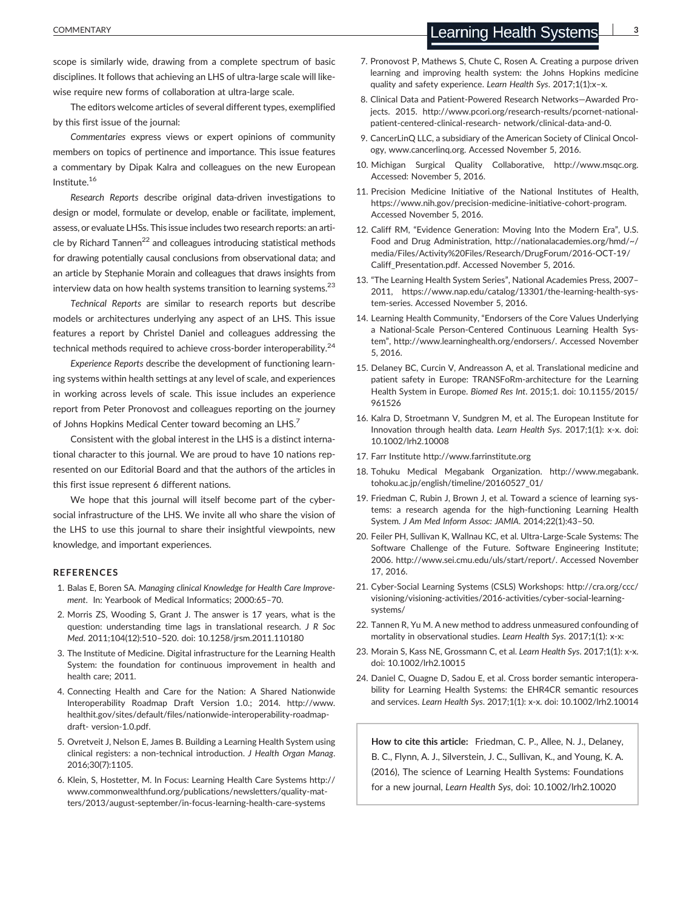scope is similarly wide, drawing from a complete spectrum of basic disciplines. It follows that achieving an LHS of ultra-large scale will likewise require new forms of collaboration at ultra-large scale.

The editors welcome articles of several different types, exemplified by this first issue of the journal:

*Commentaries* express views or expert opinions of community members on topics of pertinence and importance. This issue features a commentary by Dipak Kalra and colleagues on the new European Institute.[16]

*Research Reports* describe original data-driven investigations to design or model, formulate or develop, enable or facilitate, implement, assess, or evaluate LHSs. This issue includes two research reports: an article by Richard Tannen[22] and colleagues introducing statistical methods for drawing potentially causal conclusions from observational data; and an article by Stephanie Morain and colleagues that draws insights from interview data on how health systems transition to learning systems.[23]

*Technical Reports* are similar to research reports but describe models or architectures underlying any aspect of an LHS. This issue features a report by Christel Daniel and colleagues addressing the technical methods required to achieve cross-border interoperability.[24]

*Experience Reports* describe the development of functioning learning systems within health settings at any level of scale, and experiences in working across levels of scale. This issue includes an experience report from Peter Pronovost and colleagues reporting on the journey of Johns Hopkins Medical Center toward becoming an LHS.[7]

Consistent with the global interest in the LHS is a distinct international character to this journal. We are proud to have 10 nations represented on our Editorial Board and that the authors of the articles in this first issue represent 6 different nations.

We hope that this journal will itself become part of the cyber-social infrastructure of the LHS. We invite all who share the vision of the LHS to use this journal to share their insightful viewpoints, new knowledge, and important experiences.

## REFERENCES

1. Balas E, Boren SA. *Managing clinical Knowledge for Health Care Improvement*. In: Yearbook of Medical Informatics; 2000:65–70.
2. Morris ZS, Wooding S, Grant J. The answer is 17 years, what is the question: understanding time lags in translational research. *J R Soc Med*. 2011;104(12):510–520. doi: 10.1258/jrsm.2011.110180
3. The Institute of Medicine. Digital infrastructure for the Learning Health System: the foundation for continuous improvement in health and health care; 2011.
4. Connecting Health and Care for the Nation: A Shared Nationwide Interoperability Roadmap Draft Version 1.0.; 2014. http://www.healthit.gov/sites/default/files/nationwide-interoperability-roadmap-draft- version-1.0.pdf.
5. Ovretveit J, Nelson E, James B. Building a Learning Health System using clinical registers: a non-technical introduction. *J Health Organ Manag*. 2016;30(7):1105.
6. Klein, S, Hostetter, M. In Focus: Learning Health Care Systems http://www.commonwealthfund.org/publications/newsletters/quality-matters/2013/august-september/in-focus-learning-health-care-systems
7. Pronovost P, Mathews S, Chute C, Rosen A. Creating a purpose driven learning and improving health system: the Johns Hopkins medicine quality and safety experience. *Learn Health Sys*. 2017;1(1):x–x.
8. Clinical Data and Patient-Powered Research Networks—Awarded Projects. 2015. http://www.pcori.org/research-results/pcornet-national-patient-centered-clinical-research- network/clinical-data-and-0.
9. CancerLinQ LLC, a subsidiary of the American Society of Clinical Oncology, www.cancerlinq.org. Accessed November 5, 2016.
10. Michigan Surgical Quality Collaborative, http://www.msqc.org. Accessed: November 5, 2016.
11. Precision Medicine Initiative of the National Institutes of Health, https://www.nih.gov/precision-medicine-initiative-cohort-program. Accessed November 5, 2016.
12. Califf RM, "Evidence Generation: Moving Into the Modern Era", U.S. Food and Drug Administration, http://nationalacademies.org/hmd/~/media/Files/Activity%20Files/Research/DrugForum/2016-OCT-19/Califf_Presentation.pdf. Accessed November 5, 2016.
13. "The Learning Health System Series", National Academies Press, 2007–2011, https://www.nap.edu/catalog/13301/the-learning-health-system-series. Accessed November 5, 2016.
14. Learning Health Community, "Endorsers of the Core Values Underlying a National-Scale Person-Centered Continuous Learning Health System", http://www.learninghealth.org/endorsers/. Accessed November 5, 2016.
15. Delaney BC, Curcin V, Andreasson A, et al. Translational medicine and patient safety in Europe: TRANSFoRm-architecture for the Learning Health System in Europe. *Biomed Res Int*. 2015;1. doi: 10.1155/2015/961526
16. Kalra D, Stroetmann V, Sundgren M, et al. The European Institute for Innovation through health data. *Learn Health Sys*. 2017;1(1): x-x. doi: 10.1002/lrh2.10008
17. Farr Institute http://www.farrinstitute.org
18. Tohuku Medical Megabank Organization. http://www.megabank.tohoku.ac.jp/english/timeline/20160527_01/
19. Friedman C, Rubin J, Brown J, et al. Toward a science of learning systems: a research agenda for the high-functioning Learning Health System. *J Am Med Inform Assoc: JAMIA*. 2014;22(1):43–50.
20. Feiler PH, Sullivan K, Wallnau KC, et al. Ultra-Large-Scale Systems: The Software Challenge of the Future. Software Engineering Institute; 2006. http://www.sei.cmu.edu/uls/start/report/. Accessed November 17, 2016.
21. Cyber-Social Learning Systems (CSLS) Workshops: http://cra.org/ccc/visioning/visioning-activities/2016-activities/cyber-social-learning-systems/
22. Tannen R, Yu M. A new method to address unmeasured confounding of mortality in observational studies. *Learn Health Sys*. 2017;1(1): x-x:
23. Morain S, Kass NE, Grossmann C et al. *Learn Health Sys*. 2017;1(1): x-x. doi: 10.1002/lrh2.10015
24. Daniel C, Ouagne D, Sadou E, et al. Cross border semantic interoperability for Learning Health Systems: the EHR4CR semantic resources and services. *Learn Health Sys*. 2017;1(1): x-x. doi: 10.1002/lrh2.10014

**How to cite this article:** Friedman, C. P., Allee, N. J., Delaney, B. C., Flynn, A. J., Silverstein, J. C., Sullivan, K., and Young, K. A. (2016), The science of Learning Health Systems: Foundations for a new journal, *Learn Health Sys*, doi: 10.1002/lrh2.10020